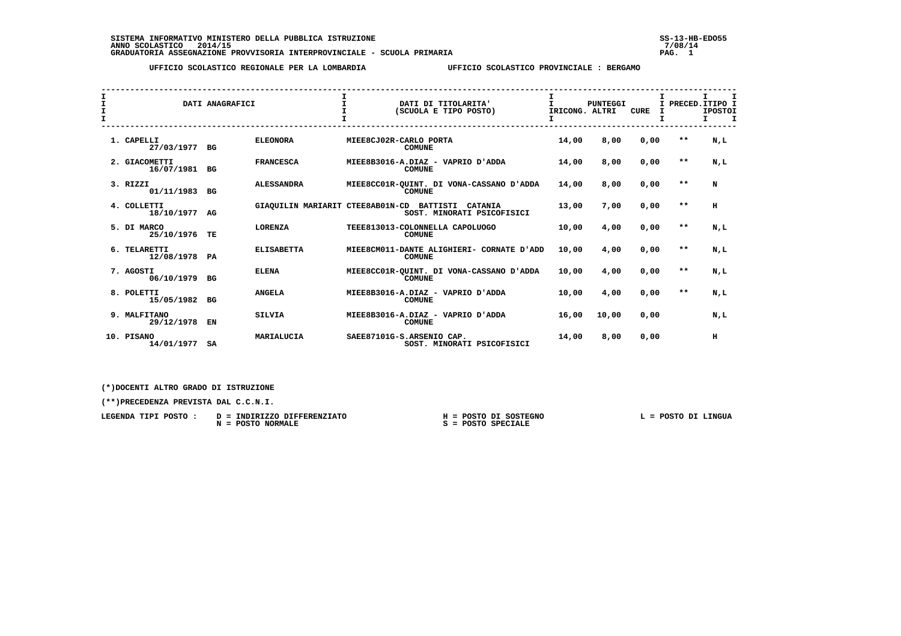SISTEMA INFORMATIVO MINISTERO DELLA PUBBLICA ISTRUZIONE
ANNO SCOLASTICO 2014/15
GRADUATORIA ASSEGNAZIONE PROVVISORIA INTERPROVINCIALE - SCUOLA PRIMARIA

SS-13-HB-EDO55
7/08/14

UFFICIO SCOLASTICO REGIONALE PER LA LOMBARDIA — UFFICIO SCOLASTICO PROVINCIALE : BERGAMO

| DATI ANAGRAFICI | | | DATI DI TITOLARITA' (SCUOLA E TIPO POSTO) | PUNTEGGI IRICONG. | ALTRI | CURE | PRECED. | TIPO POSTO |
|---|---|---|---|---|---|---|---|---|
| 1. CAPELLI 27/03/1977 | BG | ELEONORA | MIEE8CJ02R-CARLO PORTA COMUNE | 14,00 | 8,00 | 0,00 | ** | N,L |
| 2. GIACOMETTI 16/07/1981 | BG | FRANCESCA | MIEE8B3016-A.DIAZ - VAPRIO D'ADDA COMUNE | 14,00 | 8,00 | 0,00 | ** | N,L |
| 3. RIZZI 01/11/1983 | BG | ALESSANDRA | MIEE8CC01R-QUINT. DI VONA-CASSANO D'ADDA COMUNE | 14,00 | 8,00 | 0,00 | ** | N |
| 4. COLLETTI 18/10/1977 | AG | GIAQUILIN MARIARIT | CTEE8AB01N-CD BATTISTI CATANIA SOST. MINORATI PSICOFISICI | 13,00 | 7,00 | 0,00 | ** | H |
| 5. DI MARCO 25/10/1976 | TE | LORENZA | TEEE813013-COLONNELLA CAPOLUOGO COMUNE | 10,00 | 4,00 | 0,00 | ** | N,L |
| 6. TELARETTI 12/08/1978 | PA | ELISABETTA | MIEE8CM011-DANTE ALIGHIERI- CORNATE D'ADD COMUNE | 10,00 | 4,00 | 0,00 | ** | N,L |
| 7. AGOSTI 06/10/1979 | BG | ELENA | MIEE8CC01R-QUINT. DI VONA-CASSANO D'ADDA COMUNE | 10,00 | 4,00 | 0,00 | ** | N,L |
| 8. POLETTI 15/05/1982 | BG | ANGELA | MIEE8B3016-A.DIAZ - VAPRIO D'ADDA COMUNE | 10,00 | 4,00 | 0,00 | ** | N,L |
| 9. MALFITANO 29/12/1978 | EN | SILVIA | MIEE8B3016-A.DIAZ - VAPRIO D'ADDA COMUNE | 16,00 | 10,00 | 0,00 | | N,L |
| 10. PISANO 14/01/1977 | SA | MARIALUCIA | SAEE87101G-S.ARSENIO CAP. SOST. MINORATI PSICOFISICI | 14,00 | 8,00 | 0,00 | | H |

(*)DOCENTI ALTRO GRADO DI ISTRUZIONE

(**)PRECEDENZA PREVISTA DAL C.C.N.I.

LEGENDA TIPI POSTO : D = INDIRIZZO DIFFERENZIATO — H = POSTO DI SOSTEGNO — L = POSTO DI LINGUA — N = POSTO NORMALE — S = POSTO SPECIALE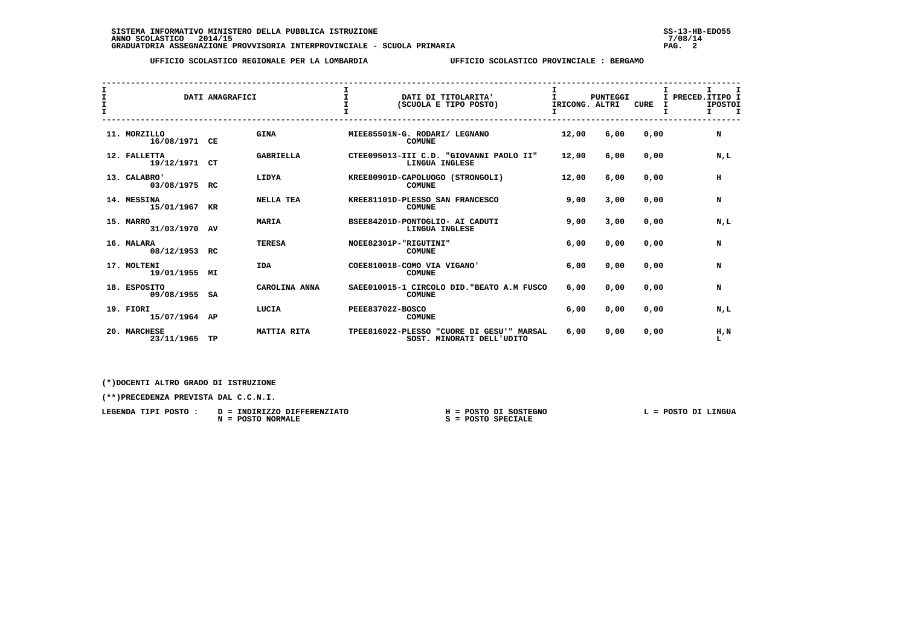SISTEMA INFORMATIVO MINISTERO DELLA PUBBLICA ISTRUZIONE
ANNO SCOLASTICO 2014/15
GRADUATORIA ASSEGNAZIONE PROVVISORIA INTERPROVINCIALE - SCUOLA PRIMARIA

UFFICIO SCOLASTICO REGIONALE PER LA LOMBARDIA — UFFICIO SCOLASTICO PROVINCIALE : BERGAMO

| DATI ANAGRAFICI | | | DATI DI TITOLARITA' (SCUOLA E TIPO POSTO) | PUNTEGGI RICONG. | ALTRI | CURE | PRECED. | TIPO POSTO |
|---|---|---|---|---|---|---|---|---|
| 11. MORZILLO 16/08/1971 | CE | GINA | MIEE85501N-G. RODARI/ LEGNANO COMUNE | 12,00 | 6,00 | 0,00 | | N |
| 12. FALLETTA 19/12/1971 | CT | GABRIELLA | CTEE095013-III C.D. "GIOVANNI PAOLO II" LINGUA INGLESE | 12,00 | 6,00 | 0,00 | | N,L |
| 13. CALABRO' 03/08/1975 | RC | LIDYA | KREE80901D-CAPOLUOGO (STRONGOLI) COMUNE | 12,00 | 6,00 | 0,00 | | H |
| 14. MESSINA 15/01/1967 | KR | NELLA TEA | KREE81101D-PLESSO SAN FRANCESCO COMUNE | 9,00 | 3,00 | 0,00 | | N |
| 15. MARRO 31/03/1970 | AV | MARIA | BSEE84201D-PONTOGLIO- AI CADUTI LINGUA INGLESE | 9,00 | 3,00 | 0,00 | | N,L |
| 16. MALARA 08/12/1953 | RC | TERESA | NOEE82301P-"RIGUTINI" COMUNE | 6,00 | 0,00 | 0,00 | | N |
| 17. MOLTENI 19/01/1955 | MI | IDA | COEE810018-COMO VIA VIGANO' COMUNE | 6,00 | 0,00 | 0,00 | | N |
| 18. ESPOSITO 09/08/1955 | SA | CAROLINA ANNA | SAEE010015-1 CIRCOLO DID."BEATO A.M FUSCO COMUNE | 6,00 | 0,00 | 0,00 | | N |
| 19. FIORI 15/07/1964 | AP | LUCIA | PEEE837022-BOSCO COMUNE | 6,00 | 0,00 | 0,00 | | N,L |
| 20. MARCHESE 23/11/1965 | TP | MATTIA RITA | TPEE816022-PLESSO "CUORE DI GESU'" MARSAL SOST. MINORATI DELL'UDITO | 6,00 | 0,00 | 0,00 | | H,N L |

(*)DOCENTI ALTRO GRADO DI ISTRUZIONE

(**)PRECEDENZA PREVISTA DAL C.C.N.I.

LEGENDA TIPI POSTO : D = INDIRIZZO DIFFERENZIATO; N = POSTO NORMALE; H = POSTO DI SOSTEGNO; S = POSTO SPECIALE; L = POSTO DI LINGUA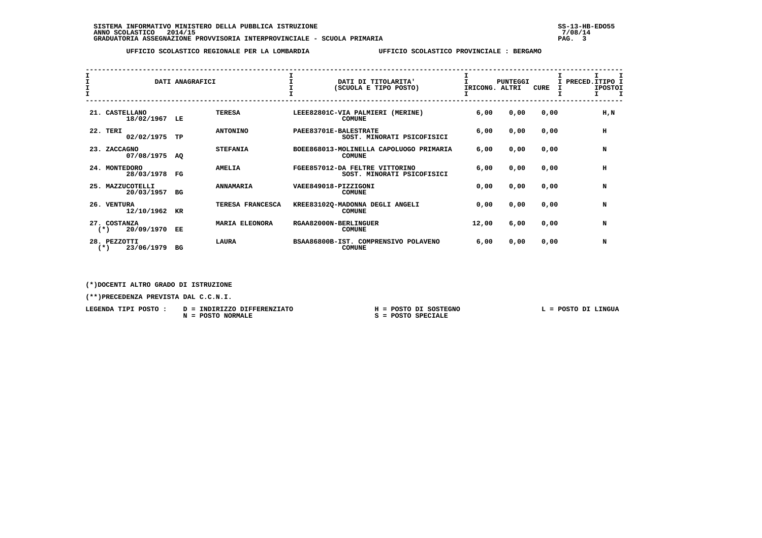SISTEMA INFORMATIVO MINISTERO DELLA PUBBLICA ISTRUZIONE
ANNO SCOLASTICO 2014/15
GRADUATORIA ASSEGNAZIONE PROVVISORIA INTERPROVINCIALE - SCUOLA PRIMARIA

UFFICIO SCOLASTICO REGIONALE PER LA LOMBARDIA — UFFICIO SCOLASTICO PROVINCIALE : BERGAMO

| DATI ANAGRAFICI | | | DATI DI TITOLARITA' (SCUOLA E TIPO POSTO) | PUNTEGGI RICONG. | ALTRI | CURE | PRECED. | TIPO POSTO |
|---|---|---|---|---|---|---|---|---|
| 21. CASTELLANO 18/02/1967 | LE | TERESA | LEEE82801C-VIA PALMIERI (MERINE) COMUNE | 6,00 | 0,00 | 0,00 | | H,N |
| 22. TERI 02/02/1975 | TP | ANTONINO | PAEE83701E-BALESTRATE SOST. MINORATI PSICOFISICI | 6,00 | 0,00 | 0,00 | | H |
| 23. ZACCAGNO 07/08/1975 | AQ | STEFANIA | BOEE868013-MOLINELLA CAPOLUOGO PRIMARIA COMUNE | 6,00 | 0,00 | 0,00 | | N |
| 24. MONTEDORO 28/03/1978 | FG | AMELIA | FGEE857012-DA FELTRE VITTORINO SOST. MINORATI PSICOFISICI | 6,00 | 0,00 | 0,00 | | H |
| 25. MAZZUCOTELLI 20/03/1957 | BG | ANNAMARIA | VAEE849018-PIZZIGONI COMUNE | 0,00 | 0,00 | 0,00 | | N |
| 26. VENTURA 12/10/1962 | KR | TERESA FRANCESCA | KREE83102Q-MADONNA DEGLI ANGELI COMUNE | 0,00 | 0,00 | 0,00 | | N |
| 27. COSTANZA (*) 20/09/1970 | EE | MARIA ELEONORA | RGAA82000N-BERLINGUER COMUNE | 12,00 | 6,00 | 0,00 | | N |
| 28. PEZZOTTI (*) 23/06/1979 | BG | LAURA | BSAA86800B-IST. COMPRENSIVO POLAVENO COMUNE | 6,00 | 0,00 | 0,00 | | N |

(*)DOCENTI ALTRO GRADO DI ISTRUZIONE

(**)PRECEDENZA PREVISTA DAL C.C.N.I.

LEGENDA TIPI POSTO : D = INDIRIZZO DIFFERENZIATO; N = POSTO NORMALE; H = POSTO DI SOSTEGNO; S = POSTO SPECIALE; L = POSTO DI LINGUA